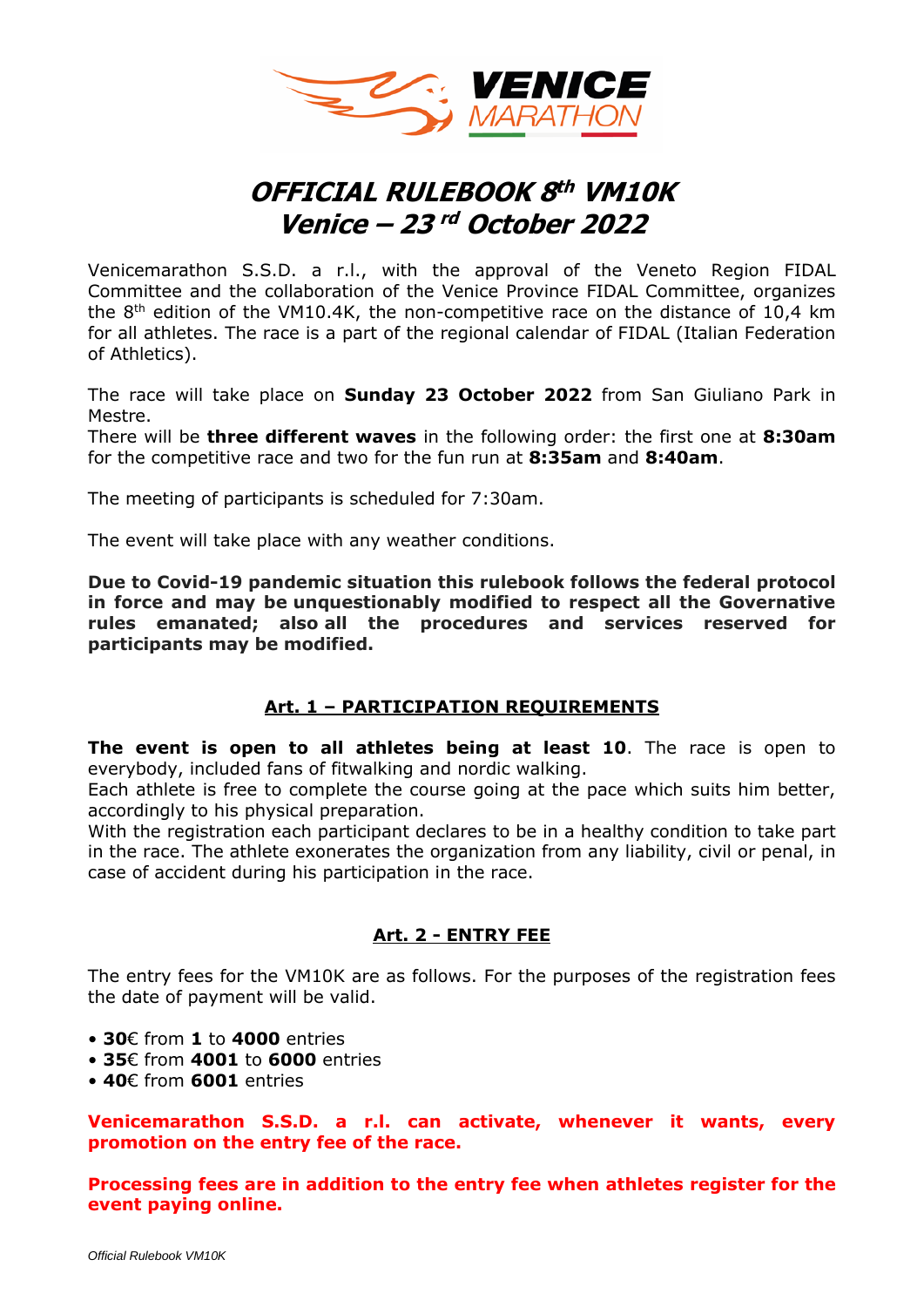# OFFICIAL RULEBOOK 8th VM10K
# Venice – 23 rd October 2022

Venicemarathon S.S.D. a r.l., with the approval of the Veneto Region FIDAL Committee and the collaboration of the Venice Province FIDAL Committee, organizes the 8th edition of the VM10.4K, the non-competitive race on the distance of 10,4 km for all athletes. The race is a part of the regional calendar of FIDAL (Italian Federation of Athletics).

The race will take place on **Sunday 23 October 2022** from San Giuliano Park in Mestre.
There will be **three different waves** in the following order: the first one at **8:30am** for the competitive race and two for the fun run at **8:35am** and **8:40am**.

The meeting of participants is scheduled for 7:30am.

The event will take place with any weather conditions.

**Due to Covid-19 pandemic situation this rulebook follows the federal protocol in force and may be unquestionably modified to respect all the Governative rules emanated; also all the procedures and services reserved for participants may be modified.**

## Art. 1 – PARTICIPATION REQUIREMENTS

**The event is open to all athletes being at least 10**. The race is open to everybody, included fans of fitwalking and nordic walking.
Each athlete is free to complete the course going at the pace which suits him better, accordingly to his physical preparation.
With the registration each participant declares to be in a healthy condition to take part in the race. The athlete exonerates the organization from any liability, civil or penal, in case of accident during his participation in the race.

## Art. 2 - ENTRY FEE

The entry fees for the VM10K are as follows. For the purposes of the registration fees the date of payment will be valid.

- **30**€ from **1** to **4000** entries
- **35**€ from **4001** to **6000** entries
- **40**€ from **6001** entries

**Venicemarathon S.S.D. a r.l. can activate, whenever it wants, every promotion on the entry fee of the race.**

**Processing fees are in addition to the entry fee when athletes register for the event paying online.**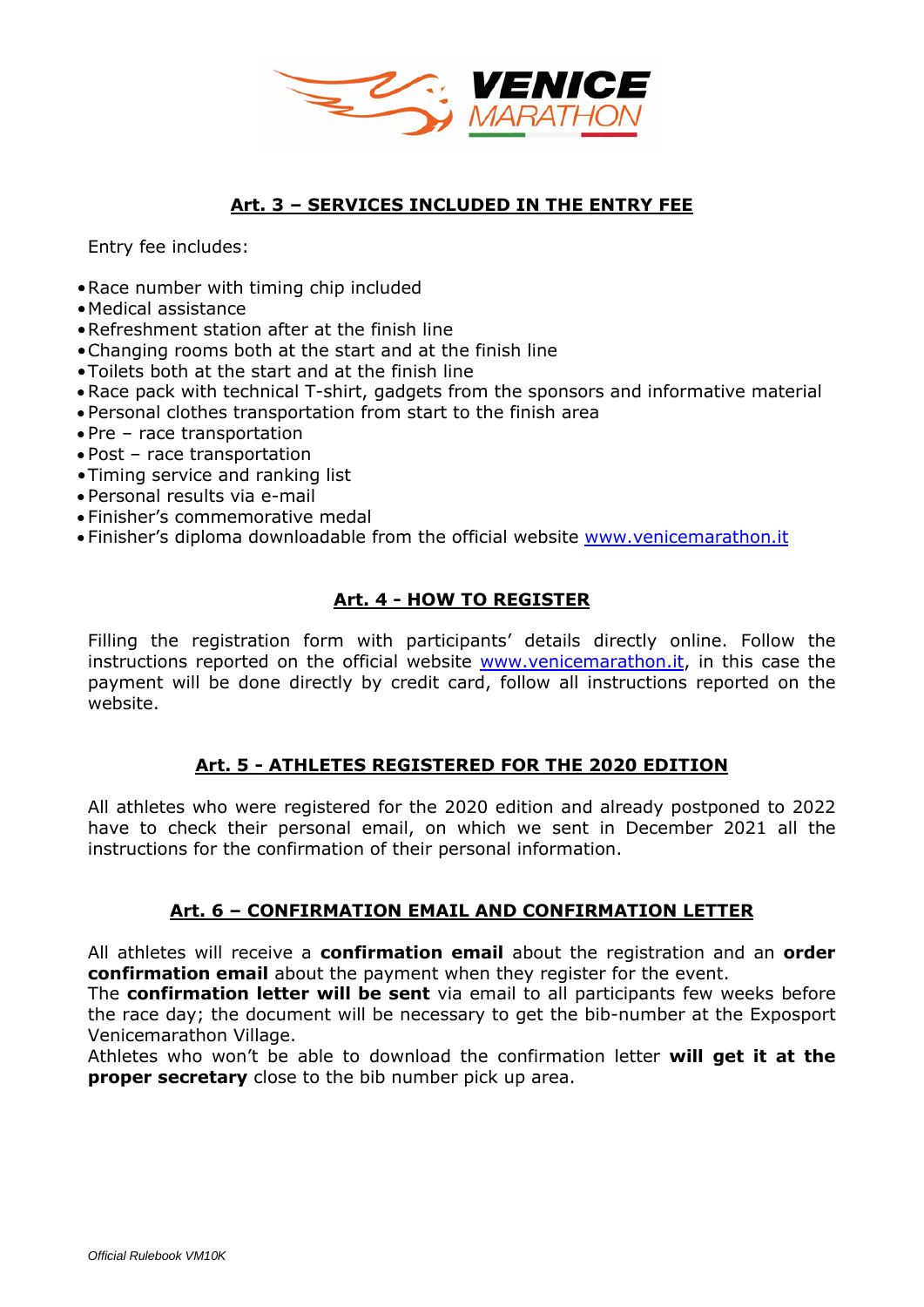## Art. 3 – SERVICES INCLUDED IN THE ENTRY FEE

Entry fee includes:

- Race number with timing chip included
- Medical assistance
- Refreshment station after at the finish line
- Changing rooms both at the start and at the finish line
- Toilets both at the start and at the finish line
- Race pack with technical T-shirt, gadgets from the sponsors and informative material
- Personal clothes transportation from start to the finish area
- Pre – race transportation
- Post – race transportation
- Timing service and ranking list
- Personal results via e-mail
- Finisher's commemorative medal
- Finisher's diploma downloadable from the official website www.venicemarathon.it

## Art. 4 - HOW TO REGISTER

Filling the registration form with participants' details directly online. Follow the instructions reported on the official website www.venicemarathon.it, in this case the payment will be done directly by credit card, follow all instructions reported on the website.

## Art. 5 - ATHLETES REGISTERED FOR THE 2020 EDITION

All athletes who were registered for the 2020 edition and already postponed to 2022 have to check their personal email, on which we sent in December 2021 all the instructions for the confirmation of their personal information.

## Art. 6 – CONFIRMATION EMAIL AND CONFIRMATION LETTER

All athletes will receive a **confirmation email** about the registration and an **order confirmation email** about the payment when they register for the event.
The **confirmation letter will be sent** via email to all participants few weeks before the race day; the document will be necessary to get the bib-number at the Exposport Venicemarathon Village.
Athletes who won't be able to download the confirmation letter **will get it at the proper secretary** close to the bib number pick up area.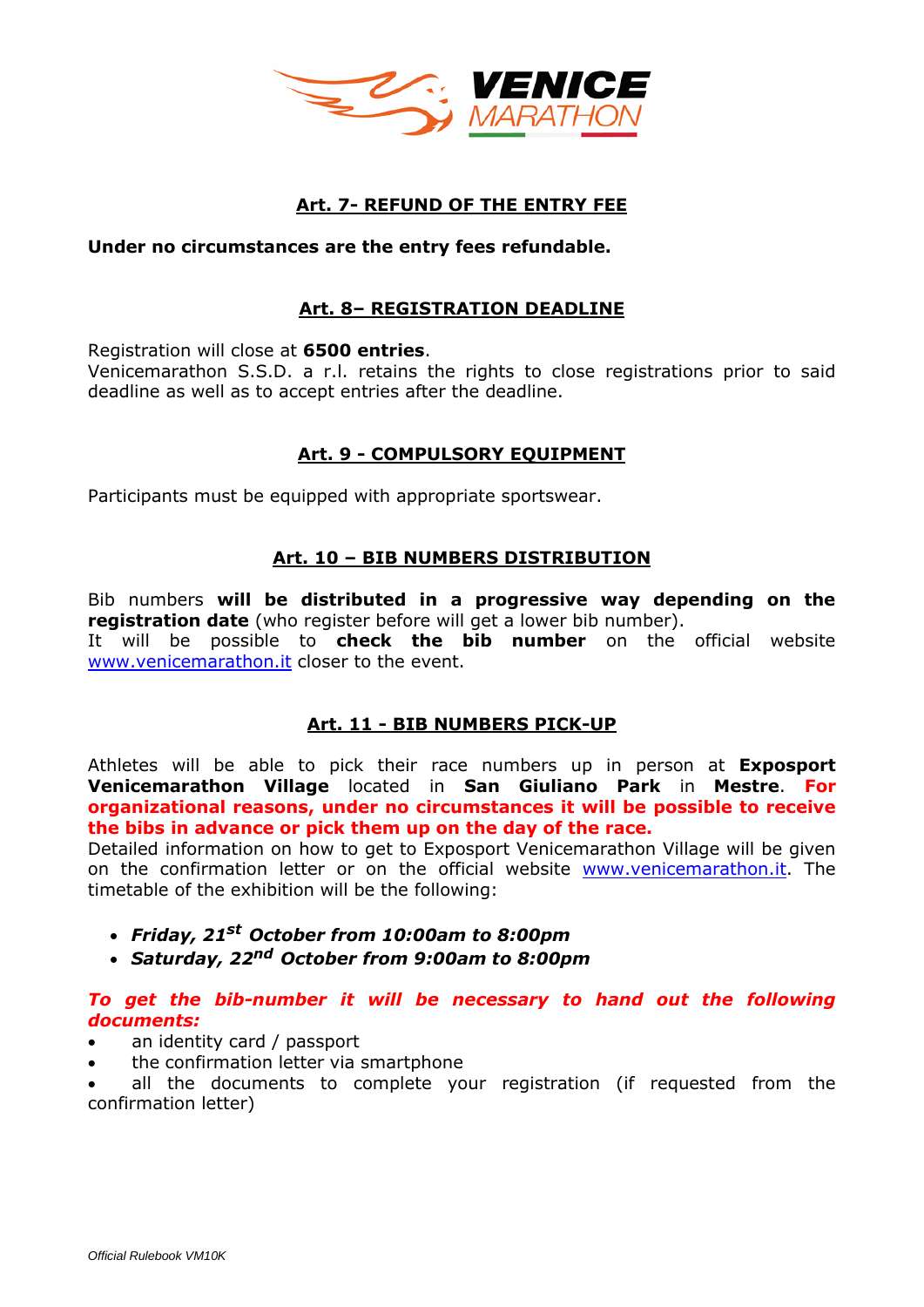## Art. 7- REFUND OF THE ENTRY FEE

**Under no circumstances are the entry fees refundable.**

## Art. 8– REGISTRATION DEADLINE

Registration will close at **6500 entries**.
Venicemarathon S.S.D. a r.l. retains the rights to close registrations prior to said deadline as well as to accept entries after the deadline.

## Art. 9 - COMPULSORY EQUIPMENT

Participants must be equipped with appropriate sportswear.

## Art. 10 – BIB NUMBERS DISTRIBUTION

Bib numbers **will be distributed in a progressive way depending on the registration date** (who register before will get a lower bib number).
It will be possible to **check the bib number** on the official website www.venicemarathon.it closer to the event.

## Art. 11 - BIB NUMBERS PICK-UP

Athletes will be able to pick their race numbers up in person at **Exposport Venicemarathon Village** located in **San Giuliano Park** in **Mestre**. **For organizational reasons, under no circumstances it will be possible to receive the bibs in advance or pick them up on the day of the race.**
Detailed information on how to get to Exposport Venicemarathon Village will be given on the confirmation letter or on the official website www.venicemarathon.it. The timetable of the exhibition will be the following:

- ***Friday, 21st October from 10:00am to 8:00pm***
- ***Saturday, 22nd October from 9:00am to 8:00pm***

***To get the bib-number it will be necessary to hand out the following documents:***

- an identity card / passport
- the confirmation letter via smartphone
- all the documents to complete your registration (if requested from the confirmation letter)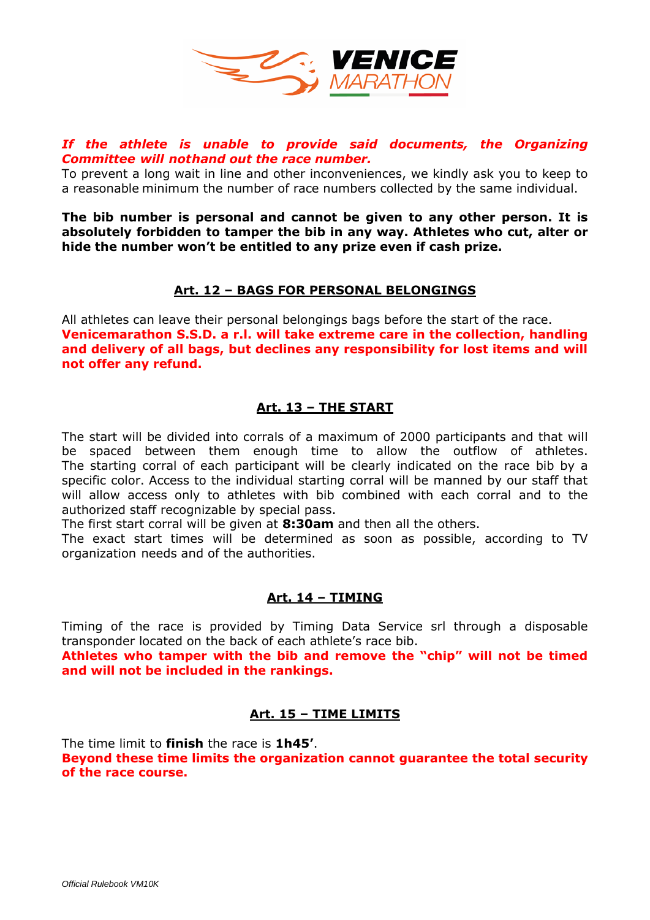***If the athlete is unable to provide said documents, the Organizing Committee will nothand out the race number.***

To prevent a long wait in line and other inconveniences, we kindly ask you to keep to a reasonable minimum the number of race numbers collected by the same individual.

**The bib number is personal and cannot be given to any other person. It is absolutely forbidden to tamper the bib in any way. Athletes who cut, alter or hide the number won't be entitled to any prize even if cash prize.**

## Art. 12 – BAGS FOR PERSONAL BELONGINGS

All athletes can leave their personal belongings bags before the start of the race.

**Venicemarathon S.S.D. a r.l. will take extreme care in the collection, handling and delivery of all bags, but declines any responsibility for lost items and will not offer any refund.**

## Art. 13 – THE START

The start will be divided into corrals of a maximum of 2000 participants and that will be spaced between them enough time to allow the outflow of athletes. The starting corral of each participant will be clearly indicated on the race bib by a specific color. Access to the individual starting corral will be manned by our staff that will allow access only to athletes with bib combined with each corral and to the authorized staff recognizable by special pass.

The first start corral will be given at **8:30am** and then all the others.

The exact start times will be determined as soon as possible, according to TV organization needs and of the authorities.

## Art. 14 – TIMING

Timing of the race is provided by Timing Data Service srl through a disposable transponder located on the back of each athlete's race bib.

**Athletes who tamper with the bib and remove the "chip" will not be timed and will not be included in the rankings.**

## Art. 15 – TIME LIMITS

The time limit to **finish** the race is **1h45'**.

**Beyond these time limits the organization cannot guarantee the total security of the race course.**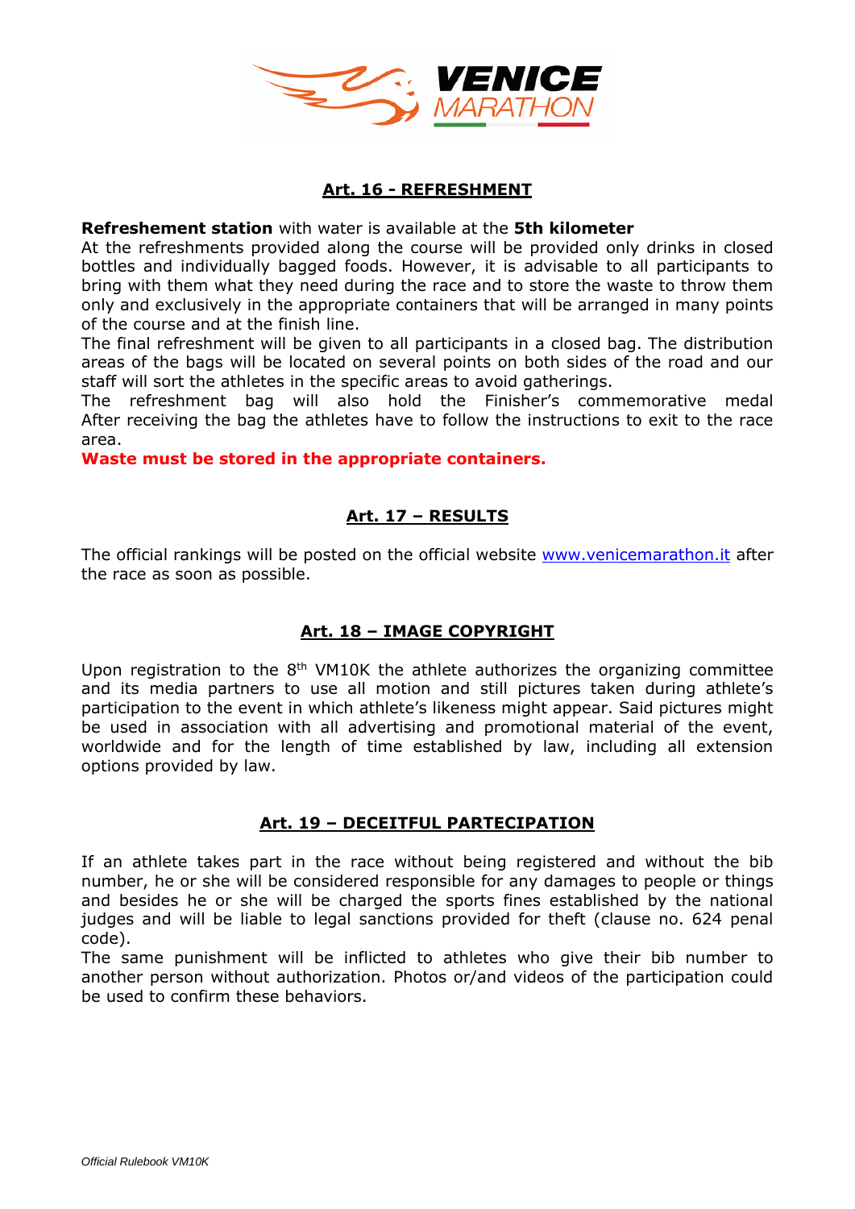## Art. 16 - REFRESHMENT

**Refreshement station** with water is available at the **5th kilometer**
At the refreshments provided along the course will be provided only drinks in closed bottles and individually bagged foods. However, it is advisable to all participants to bring with them what they need during the race and to store the waste to throw them only and exclusively in the appropriate containers that will be arranged in many points of the course and at the finish line.
The final refreshment will be given to all participants in a closed bag. The distribution areas of the bags will be located on several points on both sides of the road and our staff will sort the athletes in the specific areas to avoid gatherings.
The refreshment bag will also hold the Finisher's commemorative medal
After receiving the bag the athletes have to follow the instructions to exit to the race area.
**Waste must be stored in the appropriate containers.**

## Art. 17 – RESULTS

The official rankings will be posted on the official website [www.venicemarathon.it](http://www.venicemarathon.it) after the race as soon as possible.

## Art. 18 – IMAGE COPYRIGHT

Upon registration to the 8th VM10K the athlete authorizes the organizing committee and its media partners to use all motion and still pictures taken during athlete's participation to the event in which athlete's likeness might appear. Said pictures might be used in association with all advertising and promotional material of the event, worldwide and for the length of time established by law, including all extension options provided by law.

## Art. 19 – DECEITFUL PARTECIPATION

If an athlete takes part in the race without being registered and without the bib number, he or she will be considered responsible for any damages to people or things and besides he or she will be charged the sports fines established by the national judges and will be liable to legal sanctions provided for theft (clause no. 624 penal code).
The same punishment will be inflicted to athletes who give their bib number to another person without authorization. Photos or/and videos of the participation could be used to confirm these behaviors.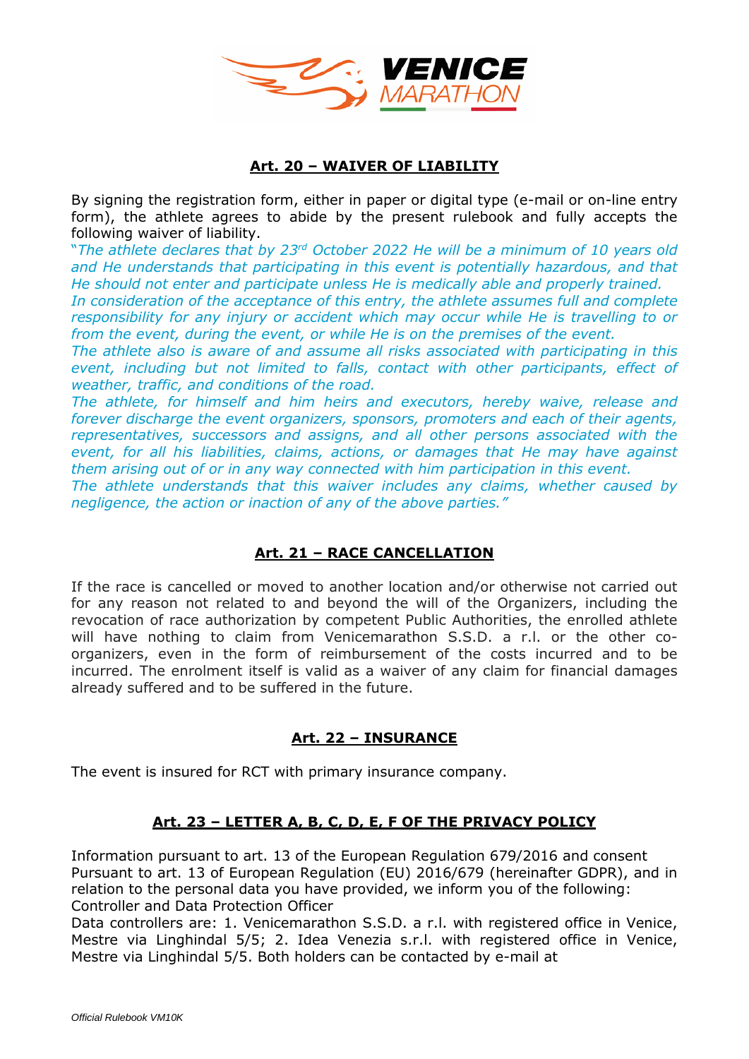## Art. 20 – WAIVER OF LIABILITY

By signing the registration form, either in paper or digital type (e-mail or on-line entry form), the athlete agrees to abide by the present rulebook and fully accepts the following waiver of liability.

*"The athlete declares that by 23rd October 2022 He will be a minimum of 10 years old and He understands that participating in this event is potentially hazardous, and that He should not enter and participate unless He is medically able and properly trained.*
*In consideration of the acceptance of this entry, the athlete assumes full and complete responsibility for any injury or accident which may occur while He is travelling to or from the event, during the event, or while He is on the premises of the event.*
*The athlete also is aware of and assume all risks associated with participating in this event, including but not limited to falls, contact with other participants, effect of weather, traffic, and conditions of the road.*
*The athlete, for himself and him heirs and executors, hereby waive, release and forever discharge the event organizers, sponsors, promoters and each of their agents, representatives, successors and assigns, and all other persons associated with the event, for all his liabilities, claims, actions, or damages that He may have against them arising out of or in any way connected with him participation in this event.*
*The athlete understands that this waiver includes any claims, whether caused by negligence, the action or inaction of any of the above parties."*

## Art. 21 – RACE CANCELLATION

If the race is cancelled or moved to another location and/or otherwise not carried out for any reason not related to and beyond the will of the Organizers, including the revocation of race authorization by competent Public Authorities, the enrolled athlete will have nothing to claim from Venicemarathon S.S.D. a r.l. or the other co-organizers, even in the form of reimbursement of the costs incurred and to be incurred. The enrolment itself is valid as a waiver of any claim for financial damages already suffered and to be suffered in the future.

## Art. 22 – INSURANCE

The event is insured for RCT with primary insurance company.

## Art. 23 – LETTER A, B, C, D, E, F OF THE PRIVACY POLICY

Information pursuant to art. 13 of the European Regulation 679/2016 and consent
Pursuant to art. 13 of European Regulation (EU) 2016/679 (hereinafter GDPR), and in relation to the personal data you have provided, we inform you of the following:
Controller and Data Protection Officer
Data controllers are: 1. Venicemarathon S.S.D. a r.l. with registered office in Venice, Mestre via Linghindal 5/5; 2. Idea Venezia s.r.l. with registered office in Venice, Mestre via Linghindal 5/5. Both holders can be contacted by e-mail at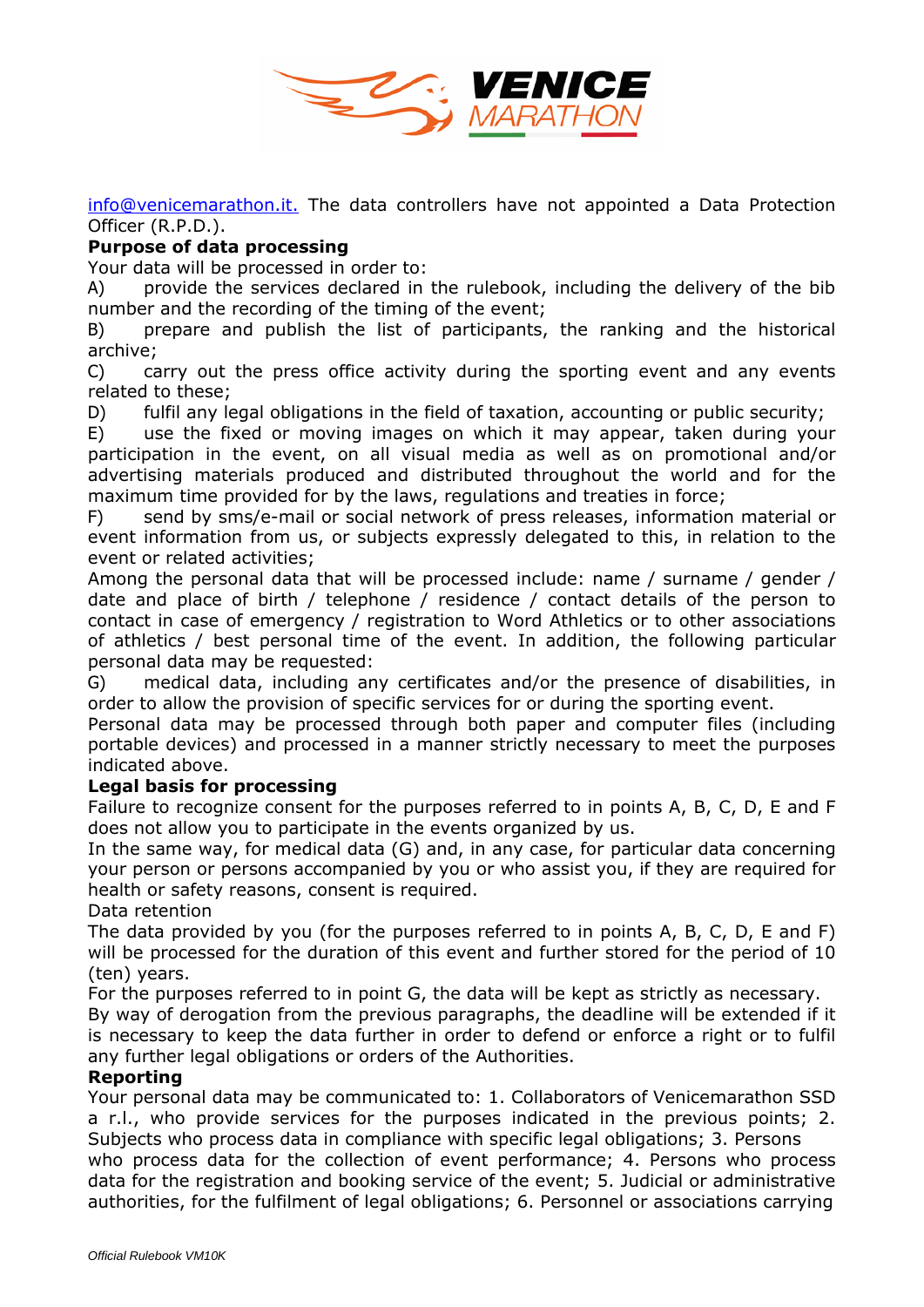info@venicemarathon.it. The data controllers have not appointed a Data Protection Officer (R.P.D.).

**Purpose of data processing**

Your data will be processed in order to:

A) provide the services declared in the rulebook, including the delivery of the bib number and the recording of the timing of the event;

B) prepare and publish the list of participants, the ranking and the historical archive;

C) carry out the press office activity during the sporting event and any events related to these;

D) fulfil any legal obligations in the field of taxation, accounting or public security;

E) use the fixed or moving images on which it may appear, taken during your participation in the event, on all visual media as well as on promotional and/or advertising materials produced and distributed throughout the world and for the maximum time provided for by the laws, regulations and treaties in force;

F) send by sms/e-mail or social network of press releases, information material or event information from us, or subjects expressly delegated to this, in relation to the event or related activities;

Among the personal data that will be processed include: name / surname / gender / date and place of birth / telephone / residence / contact details of the person to contact in case of emergency / registration to Word Athletics or to other associations of athletics / best personal time of the event. In addition, the following particular personal data may be requested:

G) medical data, including any certificates and/or the presence of disabilities, in order to allow the provision of specific services for or during the sporting event.

Personal data may be processed through both paper and computer files (including portable devices) and processed in a manner strictly necessary to meet the purposes indicated above.

**Legal basis for processing**

Failure to recognize consent for the purposes referred to in points A, B, C, D, E and F does not allow you to participate in the events organized by us.

In the same way, for medical data (G) and, in any case, for particular data concerning your person or persons accompanied by you or who assist you, if they are required for health or safety reasons, consent is required.

Data retention

The data provided by you (for the purposes referred to in points A, B, C, D, E and F) will be processed for the duration of this event and further stored for the period of 10 (ten) years.

For the purposes referred to in point G, the data will be kept as strictly as necessary.

By way of derogation from the previous paragraphs, the deadline will be extended if it is necessary to keep the data further in order to defend or enforce a right or to fulfil any further legal obligations or orders of the Authorities.

**Reporting**

Your personal data may be communicated to: 1. Collaborators of Venicemarathon SSD a r.l., who provide services for the purposes indicated in the previous points; 2. Subjects who process data in compliance with specific legal obligations; 3. Persons who process data for the collection of event performance; 4. Persons who process data for the registration and booking service of the event; 5. Judicial or administrative authorities, for the fulfilment of legal obligations; 6. Personnel or associations carrying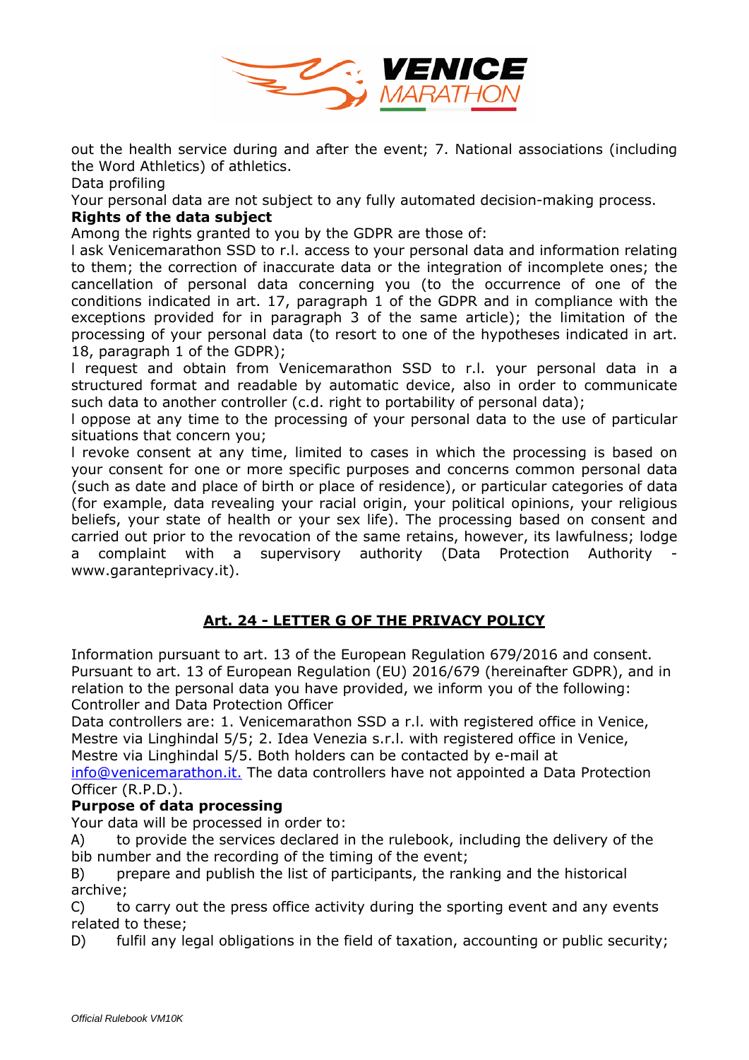out the health service during and after the event; 7. National associations (including the Word Athletics) of athletics.

Data profiling

Your personal data are not subject to any fully automated decision-making process.

**Rights of the data subject**

Among the rights granted to you by the GDPR are those of:

l ask Venicemarathon SSD to r.l. access to your personal data and information relating to them; the correction of inaccurate data or the integration of incomplete ones; the cancellation of personal data concerning you (to the occurrence of one of the conditions indicated in art. 17, paragraph 1 of the GDPR and in compliance with the exceptions provided for in paragraph 3 of the same article); the limitation of the processing of your personal data (to resort to one of the hypotheses indicated in art. 18, paragraph 1 of the GDPR);

l request and obtain from Venicemarathon SSD to r.l. your personal data in a structured format and readable by automatic device, also in order to communicate such data to another controller (c.d. right to portability of personal data);

l oppose at any time to the processing of your personal data to the use of particular situations that concern you;

l revoke consent at any time, limited to cases in which the processing is based on your consent for one or more specific purposes and concerns common personal data (such as date and place of birth or place of residence), or particular categories of data (for example, data revealing your racial origin, your political opinions, your religious beliefs, your state of health or your sex life). The processing based on consent and carried out prior to the revocation of the same retains, however, its lawfulness; lodge a complaint with a supervisory authority (Data Protection Authority - www.garanteprivacy.it).

## Art. 24 - LETTER G OF THE PRIVACY POLICY

Information pursuant to art. 13 of the European Regulation 679/2016 and consent.
Pursuant to art. 13 of European Regulation (EU) 2016/679 (hereinafter GDPR), and in relation to the personal data you have provided, we inform you of the following:

Controller and Data Protection Officer

Data controllers are: 1. Venicemarathon SSD a r.l. with registered office in Venice, Mestre via Linghindal 5/5; 2. Idea Venezia s.r.l. with registered office in Venice, Mestre via Linghindal 5/5. Both holders can be contacted by e-mail at info@venicemarathon.it. The data controllers have not appointed a Data Protection Officer (R.P.D.).

**Purpose of data processing**

Your data will be processed in order to:

A) to provide the services declared in the rulebook, including the delivery of the bib number and the recording of the timing of the event;

B) prepare and publish the list of participants, the ranking and the historical archive;

C) to carry out the press office activity during the sporting event and any events related to these;

D) fulfil any legal obligations in the field of taxation, accounting or public security;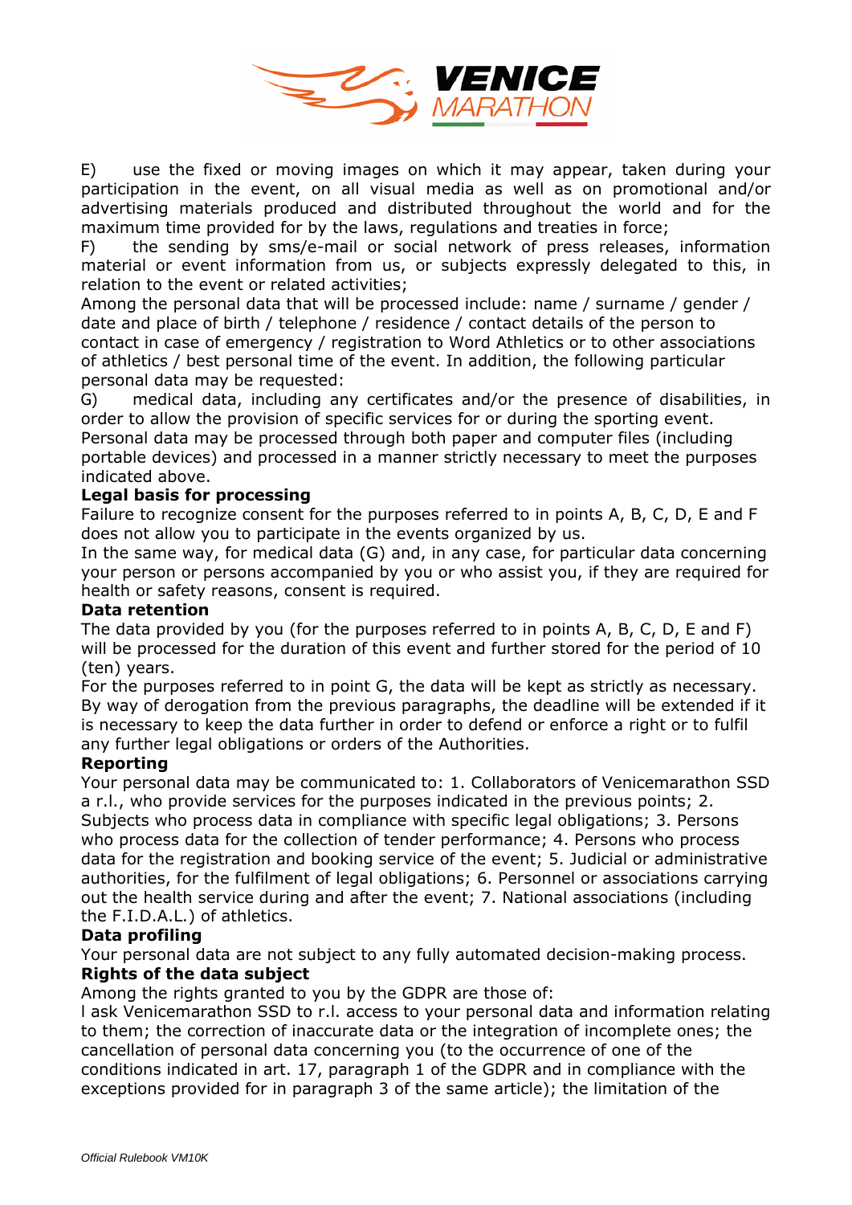E) use the fixed or moving images on which it may appear, taken during your participation in the event, on all visual media as well as on promotional and/or advertising materials produced and distributed throughout the world and for the maximum time provided for by the laws, regulations and treaties in force;

F) the sending by sms/e-mail or social network of press releases, information material or event information from us, or subjects expressly delegated to this, in relation to the event or related activities;

Among the personal data that will be processed include: name / surname / gender / date and place of birth / telephone / residence / contact details of the person to contact in case of emergency / registration to Word Athletics or to other associations of athletics / best personal time of the event. In addition, the following particular personal data may be requested:

G) medical data, including any certificates and/or the presence of disabilities, in order to allow the provision of specific services for or during the sporting event.

Personal data may be processed through both paper and computer files (including portable devices) and processed in a manner strictly necessary to meet the purposes indicated above.

**Legal basis for processing**

Failure to recognize consent for the purposes referred to in points A, B, C, D, E and F does not allow you to participate in the events organized by us.

In the same way, for medical data (G) and, in any case, for particular data concerning your person or persons accompanied by you or who assist you, if they are required for health or safety reasons, consent is required.

**Data retention**

The data provided by you (for the purposes referred to in points A, B, C, D, E and F) will be processed for the duration of this event and further stored for the period of 10 (ten) years.

For the purposes referred to in point G, the data will be kept as strictly as necessary.

By way of derogation from the previous paragraphs, the deadline will be extended if it is necessary to keep the data further in order to defend or enforce a right or to fulfil any further legal obligations or orders of the Authorities.

**Reporting**

Your personal data may be communicated to: 1. Collaborators of Venicemarathon SSD a r.l., who provide services for the purposes indicated in the previous points; 2. Subjects who process data in compliance with specific legal obligations; 3. Persons who process data for the collection of tender performance; 4. Persons who process data for the registration and booking service of the event; 5. Judicial or administrative authorities, for the fulfilment of legal obligations; 6. Personnel or associations carrying out the health service during and after the event; 7. National associations (including the F.I.D.A.L.) of athletics.

**Data profiling**

Your personal data are not subject to any fully automated decision-making process.

**Rights of the data subject**

Among the rights granted to you by the GDPR are those of:

I ask Venicemarathon SSD to r.l. access to your personal data and information relating to them; the correction of inaccurate data or the integration of incomplete ones; the cancellation of personal data concerning you (to the occurrence of one of the conditions indicated in art. 17, paragraph 1 of the GDPR and in compliance with the exceptions provided for in paragraph 3 of the same article); the limitation of the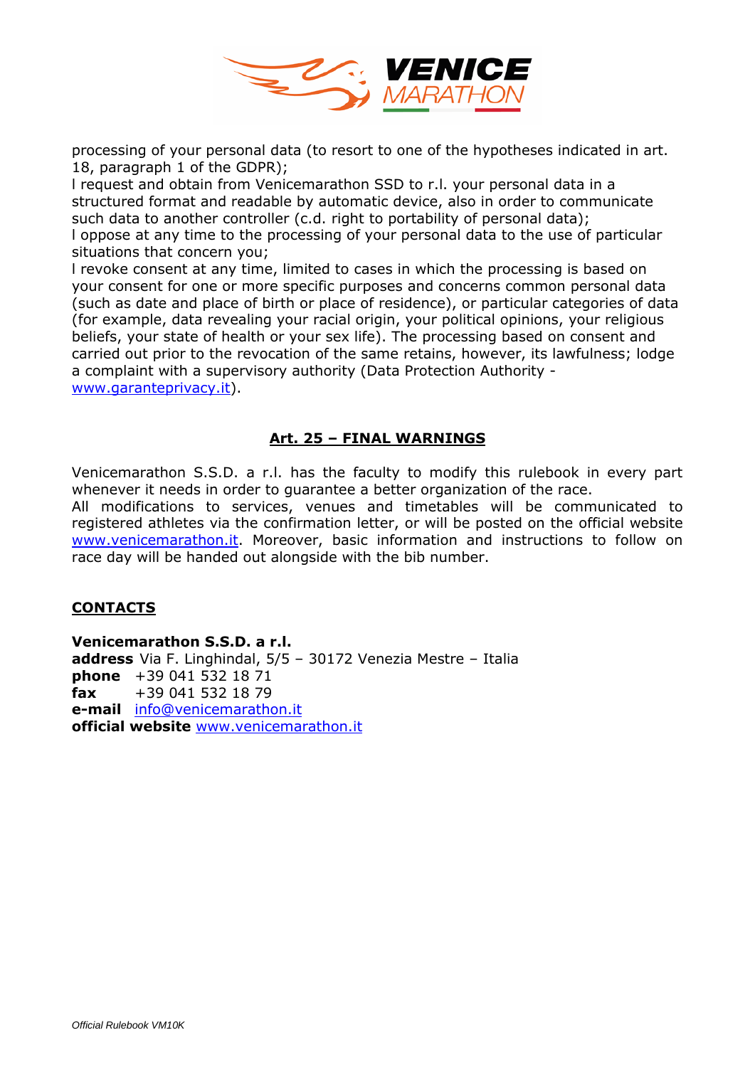processing of your personal data (to resort to one of the hypotheses indicated in art. 18, paragraph 1 of the GDPR);

l request and obtain from Venicemarathon SSD to r.l. your personal data in a structured format and readable by automatic device, also in order to communicate such data to another controller (c.d. right to portability of personal data);

l oppose at any time to the processing of your personal data to the use of particular situations that concern you;

l revoke consent at any time, limited to cases in which the processing is based on your consent for one or more specific purposes and concerns common personal data (such as date and place of birth or place of residence), or particular categories of data (for example, data revealing your racial origin, your political opinions, your religious beliefs, your state of health or your sex life). The processing based on consent and carried out prior to the revocation of the same retains, however, its lawfulness; lodge a complaint with a supervisory authority (Data Protection Authority - www.garanteprivacy.it).

## Art. 25 – FINAL WARNINGS

Venicemarathon S.S.D. a r.l. has the faculty to modify this rulebook in every part whenever it needs in order to guarantee a better organization of the race.

All modifications to services, venues and timetables will be communicated to registered athletes via the confirmation letter, or will be posted on the official website www.venicemarathon.it. Moreover, basic information and instructions to follow on race day will be handed out alongside with the bib number.

## CONTACTS

**Venicemarathon S.S.D. a r.l.**
**address** Via F. Linghindal, 5/5 – 30172 Venezia Mestre – Italia
**phone** +39 041 532 18 71
**fax** +39 041 532 18 79
**e-mail** info@venicemarathon.it
**official website** www.venicemarathon.it